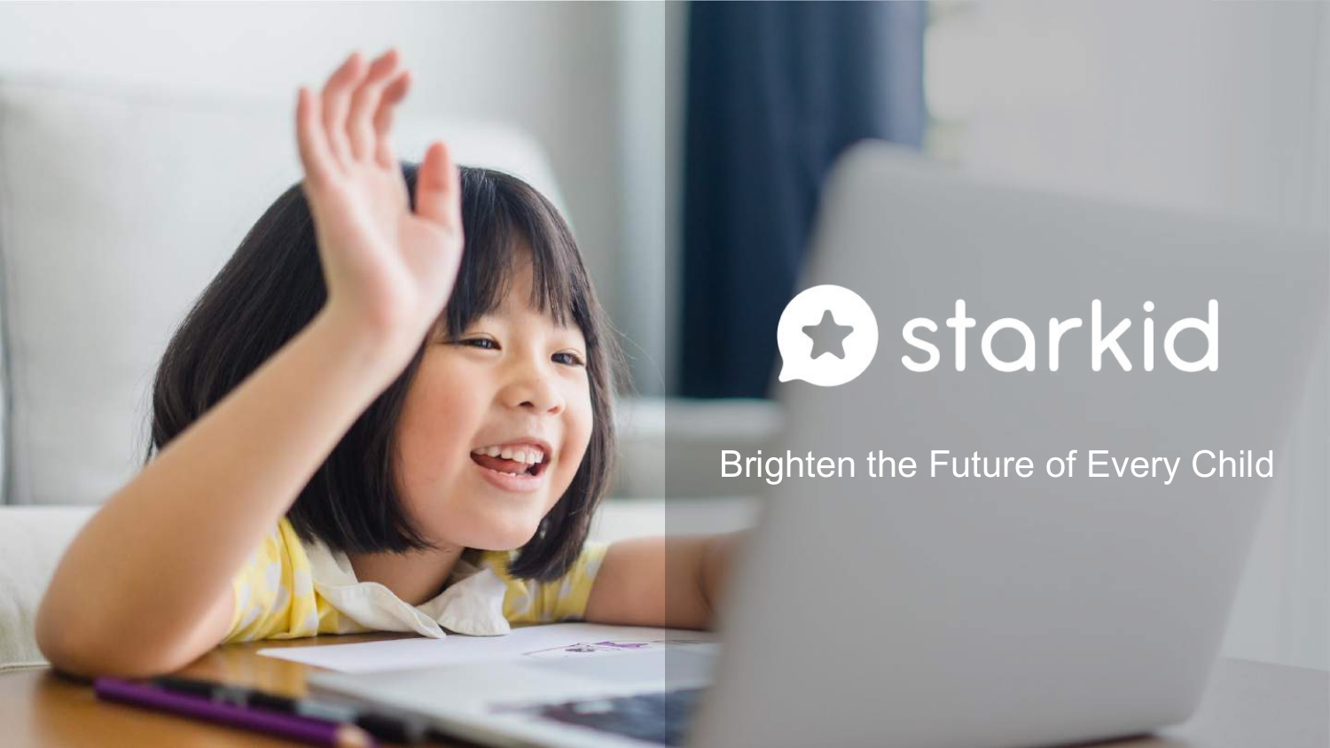# starkid

Brighten the Future of Every Child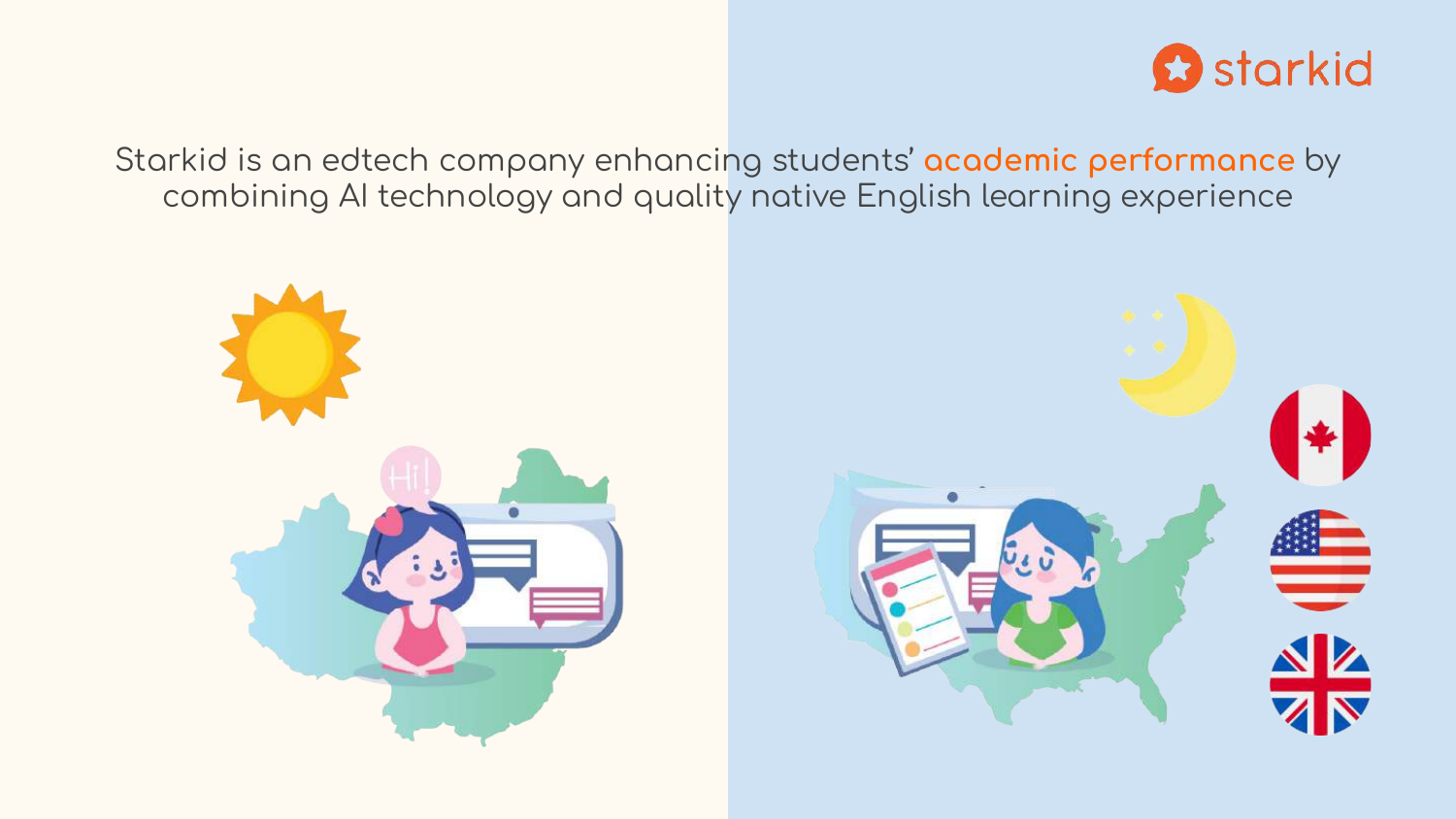starkid

Starkid is an edtech company enhancing students' **academic performance** by combining AI technology and quality native English learning experience

Hi!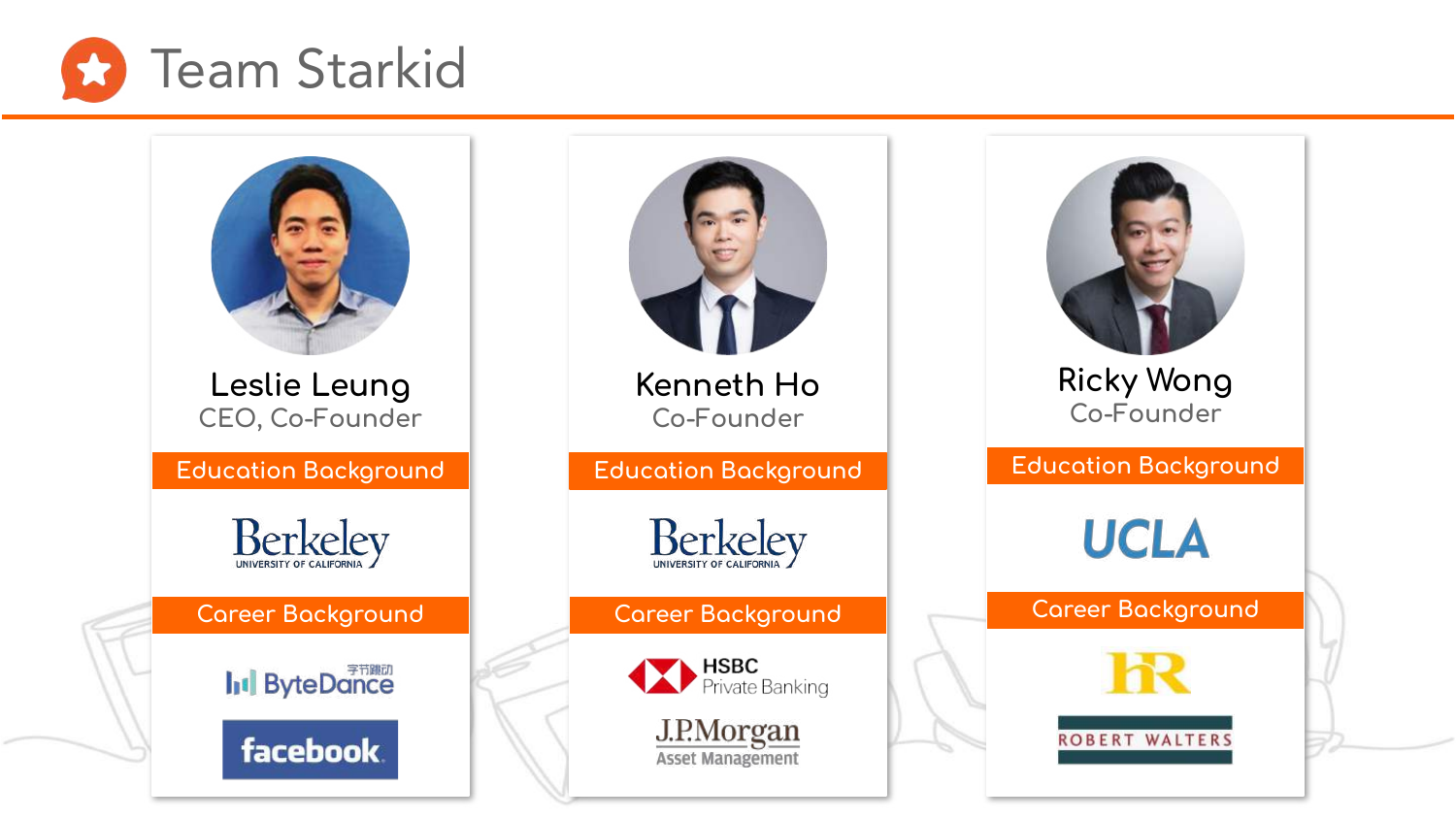# Team Starkid

### Leslie Leung
CEO, Co-Founder

**Education Background**

Berkeley
UNIVERSITY OF CALIFORNIA

**Career Background**

ByteDance 字节跳动

facebook

### Kenneth Ho
Co-Founder

**Education Background**

Berkeley
UNIVERSITY OF CALIFORNIA

**Career Background**

HSBC Private Banking

J.P.Morgan Asset Management

### Ricky Wong
Co-Founder

**Education Background**

UCLA

**Career Background**

HR

ROBERT WALTERS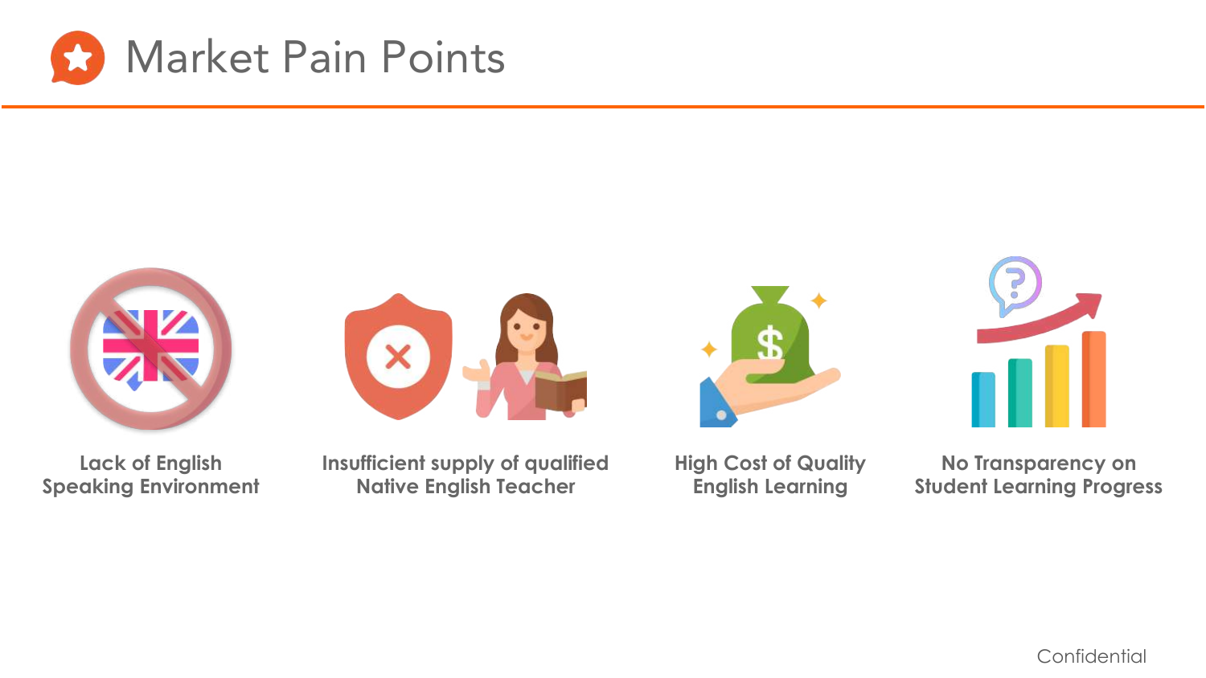# Market Pain Points

- **Lack of English Speaking Environment**
- **Insufficient supply of qualified Native English Teacher**
- **High Cost of Quality English Learning**
- **No Transparency on Student Learning Progress**

Confidential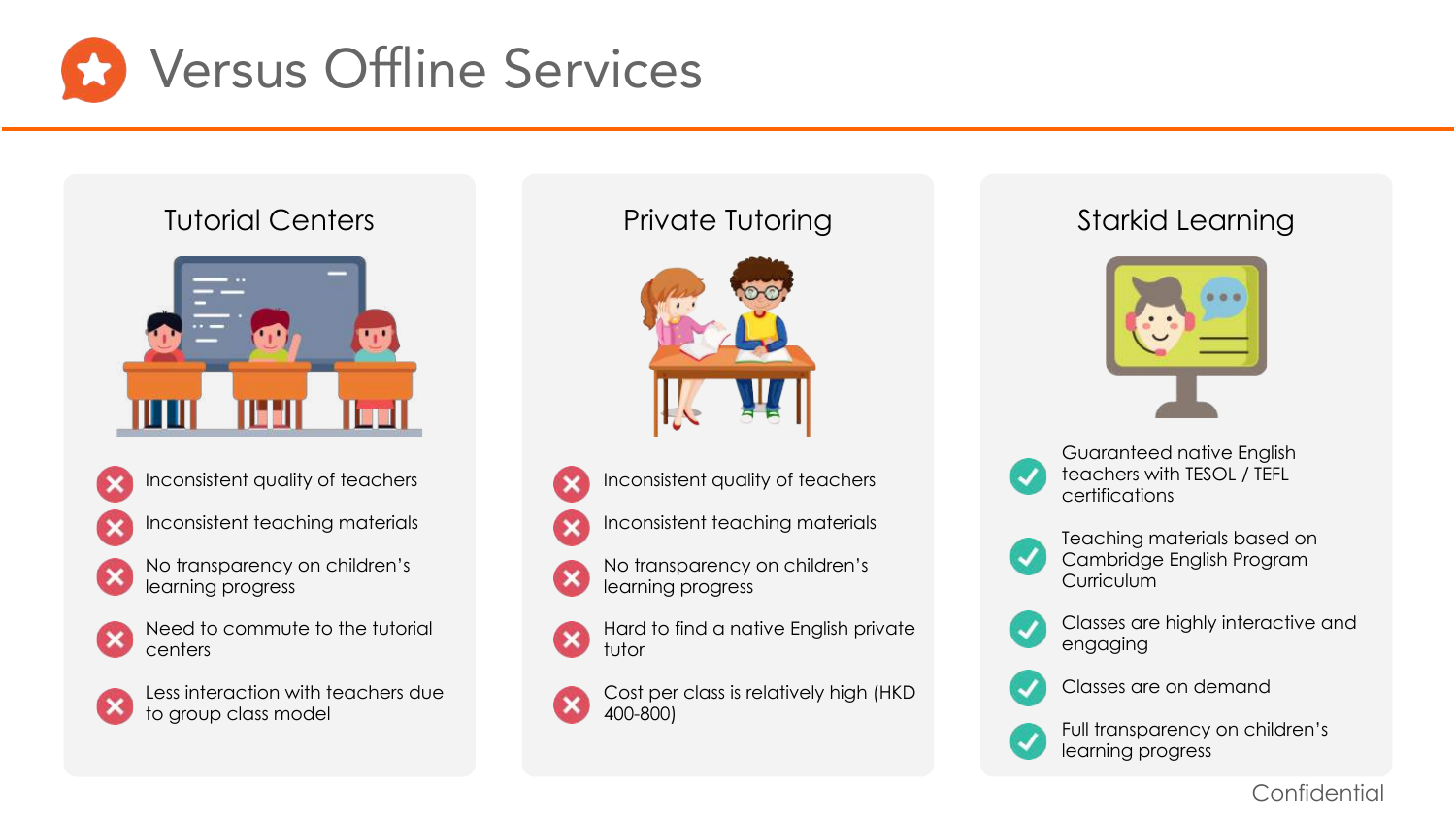# Versus Offline Services

## Tutorial Centers

- ✗ Inconsistent quality of teachers
- ✗ Inconsistent teaching materials
- ✗ No transparency on children's learning progress
- ✗ Need to commute to the tutorial centers
- ✗ Less interaction with teachers due to group class model

## Private Tutoring

- ✗ Inconsistent quality of teachers
- ✗ Inconsistent teaching materials
- ✗ No transparency on children's learning progress
- ✗ Hard to find a native English private tutor
- ✗ Cost per class is relatively high (HKD 400-800)

## Starkid Learning

- ✓ Guaranteed native English teachers with TESOL / TEFL certifications
- ✓ Teaching materials based on Cambridge English Program Curriculum
- ✓ Classes are highly interactive and engaging
- ✓ Classes are on demand
- ✓ Full transparency on children's learning progress

Confidential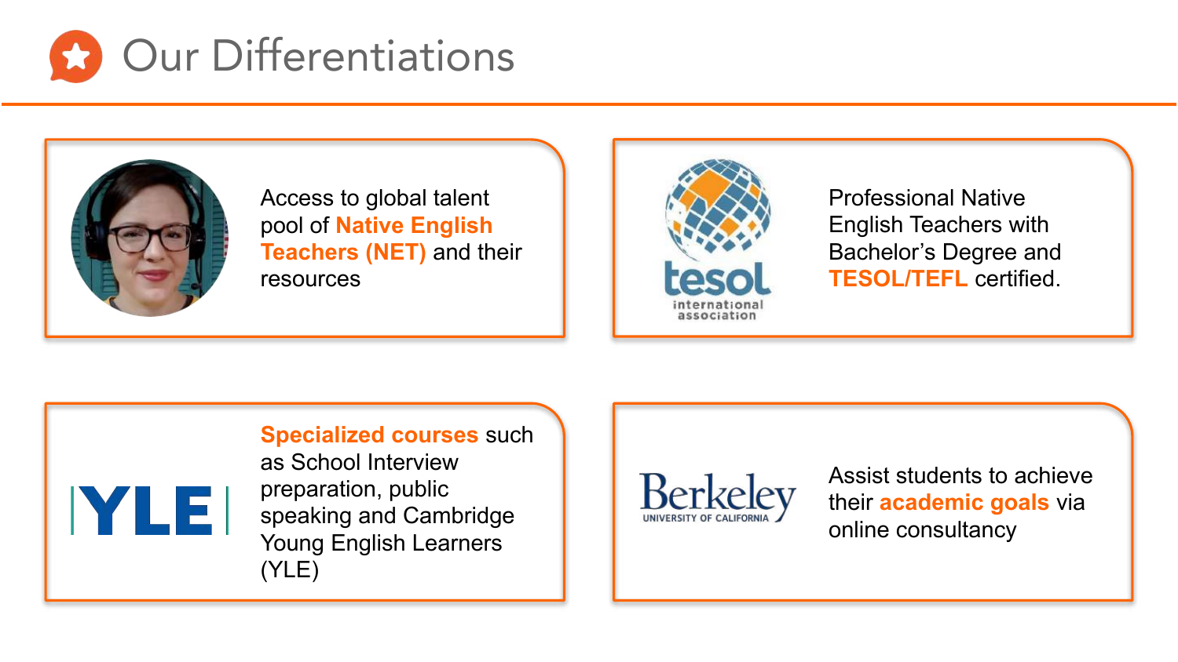# Our Differentiations

Access to global talent pool of **Native English Teachers (NET)** and their resources

Professional Native English Teachers with Bachelor's Degree and **TESOL/TEFL** certified.

**Specialized courses** such as School Interview preparation, public speaking and Cambridge Young English Learners (YLE)

Assist students to achieve their **academic goals** via online consultancy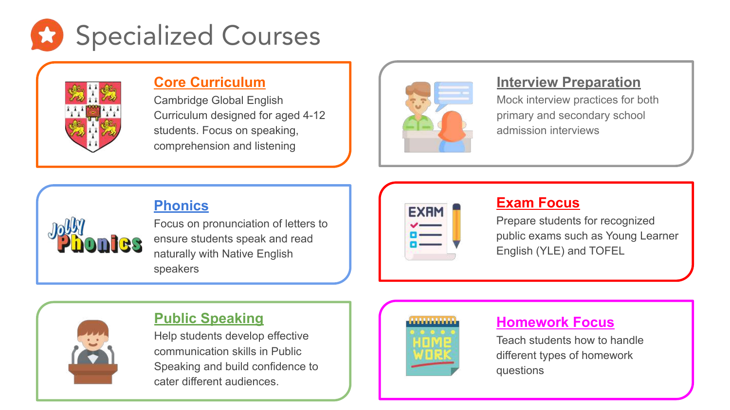# Specialized Courses

## Core Curriculum

Cambridge Global English Curriculum designed for aged 4-12 students. Focus on speaking, comprehension and listening

## Interview Preparation

Mock interview practices for both primary and secondary school admission interviews

## Phonics

Focus on pronunciation of letters to ensure students speak and read naturally with Native English speakers

## Exam Focus

Prepare students for recognized public exams such as Young Learner English (YLE) and TOFEL

## Public Speaking

Help students develop effective communication skills in Public Speaking and build confidence to cater different audiences.

## Homework Focus

Teach students how to handle different types of homework questions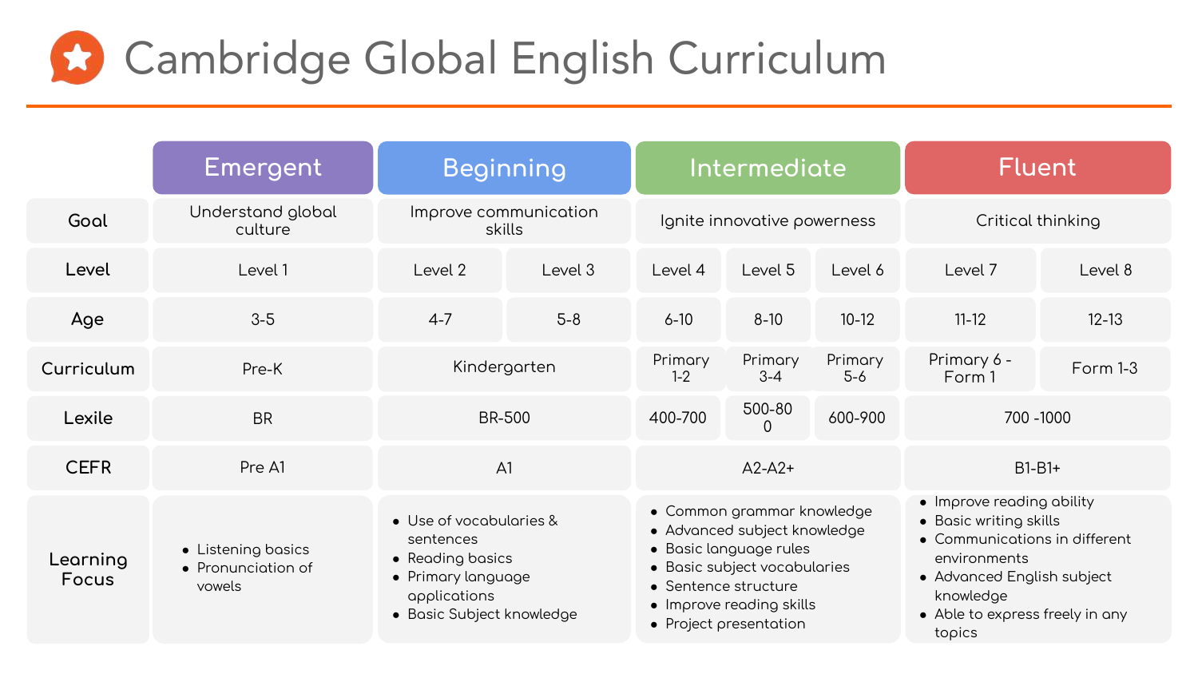# Cambridge Global English Curriculum

| | Emergent | Beginning | | Intermediate | | | Fluent | |
|---|---|---|---|---|---|---|---|---|
| **Goal** | Understand global culture | Improve communication skills | | Ignite innovative powerness | | | Critical thinking | |
| **Level** | Level 1 | Level 2 | Level 3 | Level 4 | Level 5 | Level 6 | Level 7 | Level 8 |
| **Age** | 3-5 | 4-7 | 5-8 | 6-10 | 8-10 | 10-12 | 11-12 | 12-13 |
| **Curriculum** | Pre-K | Kindergarten | | Primary 1-2 | Primary 3-4 | Primary 5-6 | Primary 6 - Form 1 | Form 1-3 |
| **Lexile** | BR | BR-500 | | 400-700 | 500-800 | 600-900 | 700 -1000 | |
| **CEFR** | Pre A1 | A1 | | A2-A2+ | | | B1-B1+ | |
| **Learning Focus** | • Listening basics<br>• Pronunciation of vowels | • Use of vocabularies & sentences<br>• Reading basics<br>• Primary language applications<br>• Basic Subject knowledge | | • Common grammar knowledge<br>• Advanced subject knowledge<br>• Basic language rules<br>• Basic subject vocabularies<br>• Sentence structure<br>• Improve reading skills<br>• Project presentation | | | • Improve reading ability<br>• Basic writing skills<br>• Communications in different environments<br>• Advanced English subject knowledge<br>• Able to express freely in any topics | |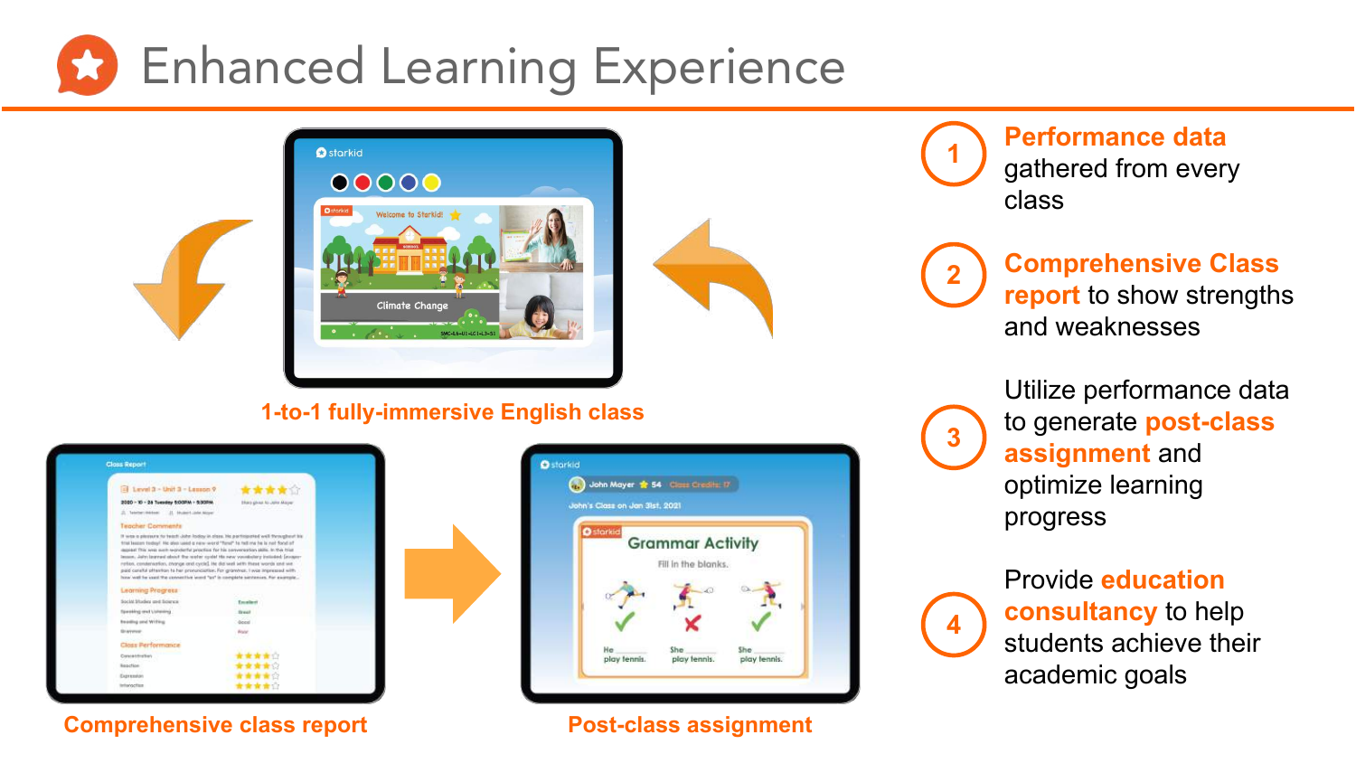# Enhanced Learning Experience

1-to-1 fully-immersive English class

Comprehensive class report

Post-class assignment

1. **Performance data** gathered from every class
2. **Comprehensive Class report** to show strengths and weaknesses
3. Utilize performance data to generate **post-class assignment** and optimize learning progress
4. Provide **education consultancy** to help students achieve their academic goals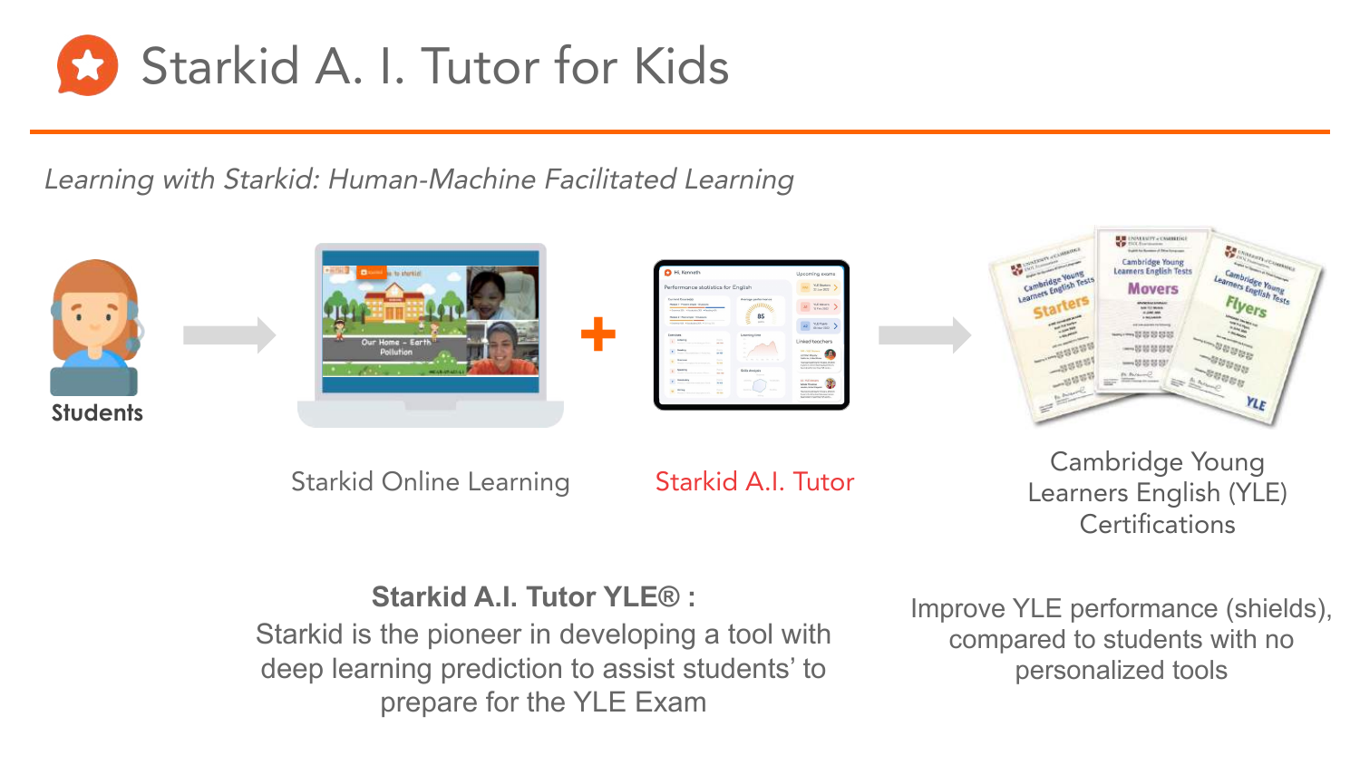# Starkid A. I. Tutor for Kids

*Learning with Starkid: Human-Machine Facilitated Learning*

Students → Starkid Online Learning + Starkid A.I. Tutor → Cambridge Young Learners English (YLE) Certifications

**Starkid A.I. Tutor YLE® :**
Starkid is the pioneer in developing a tool with deep learning prediction to assist students' to prepare for the YLE Exam

Improve YLE performance (shields), compared to students with no personalized tools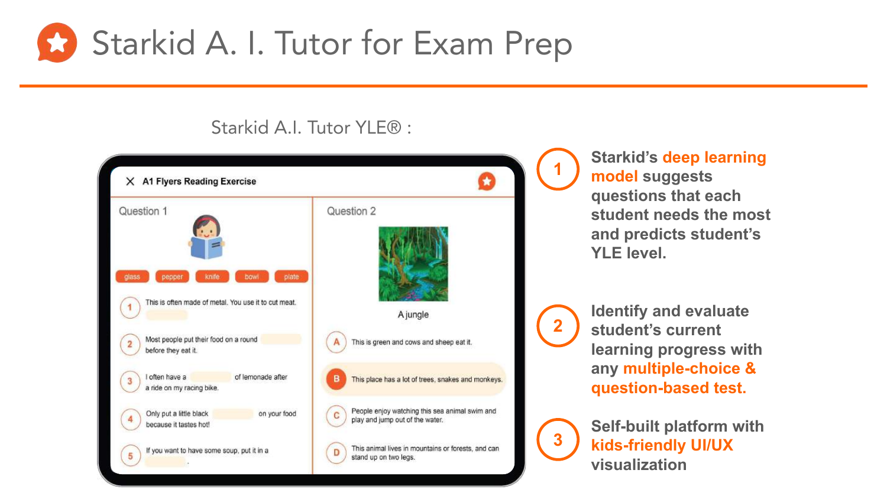# Starkid A. I. Tutor for Exam Prep

Starkid A.I. Tutor YLE® :

1. Starkid's **deep learning model** suggests questions that each student needs the most and predicts student's YLE level.

2. Identify and evaluate student's current learning progress with any **multiple-choice & question-based test.**

3. Self-built platform with **kids-friendly UI/UX** visualization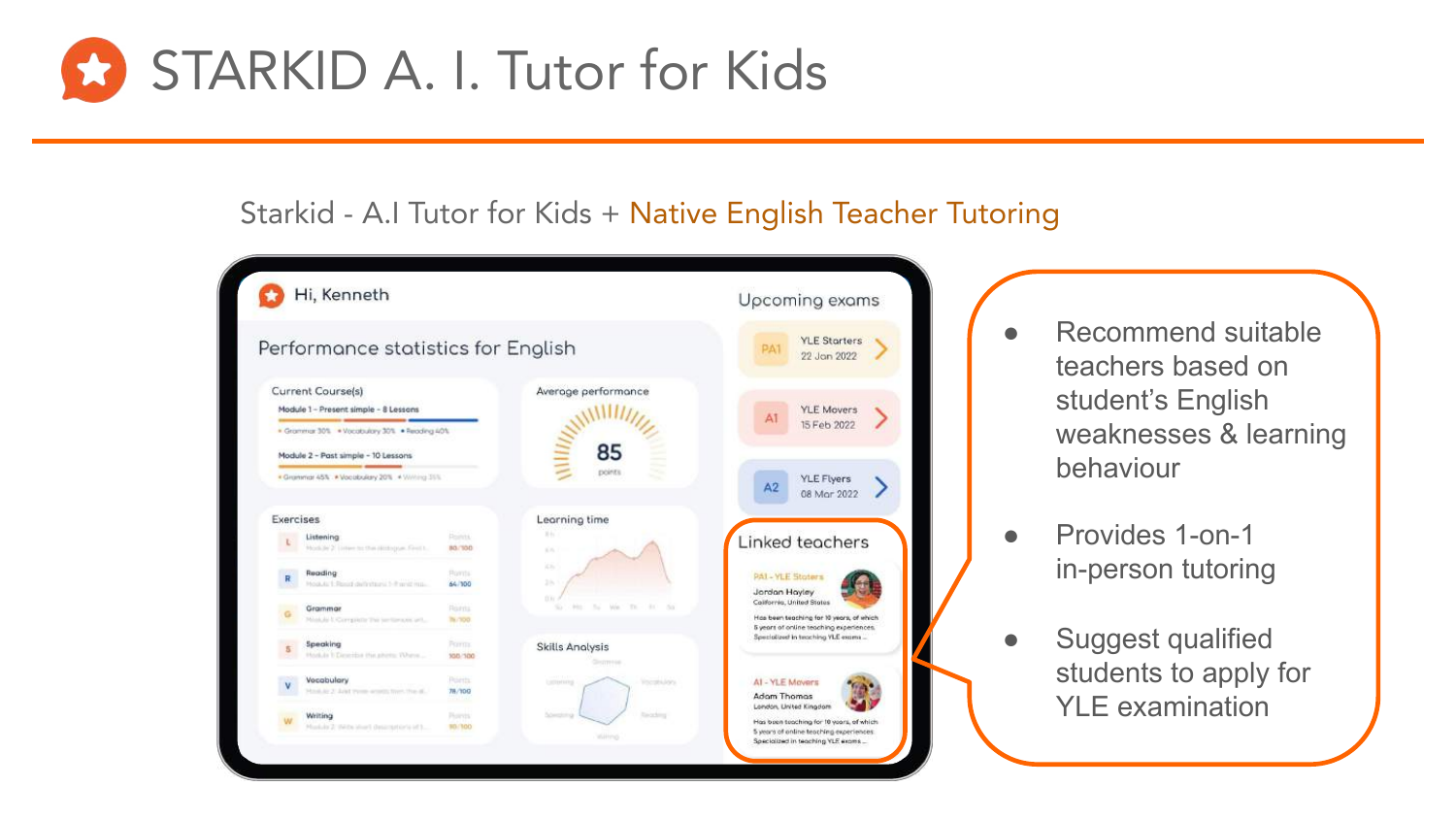# STARKID A. I. Tutor for Kids

Starkid - A.I Tutor for Kids + Native English Teacher Tutoring

- Recommend suitable teachers based on student's English weaknesses & learning behaviour
- Provides 1-on-1 in-person tutoring
- Suggest qualified students to apply for YLE examination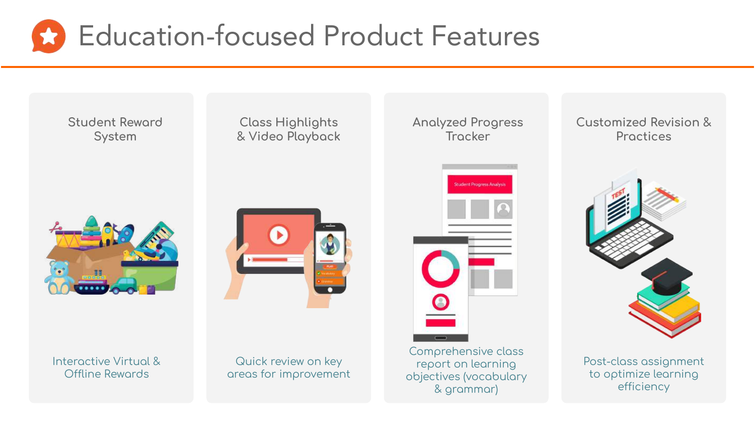# Education-focused Product Features

## Student Reward System

Interactive Virtual & Offline Rewards

## Class Highlights & Video Playback

Quick review on key areas for improvement

## Analyzed Progress Tracker

Comprehensive class report on learning objectives (vocabulary & grammar)

## Customized Revision & Practices

Post-class assignment to optimize learning efficiency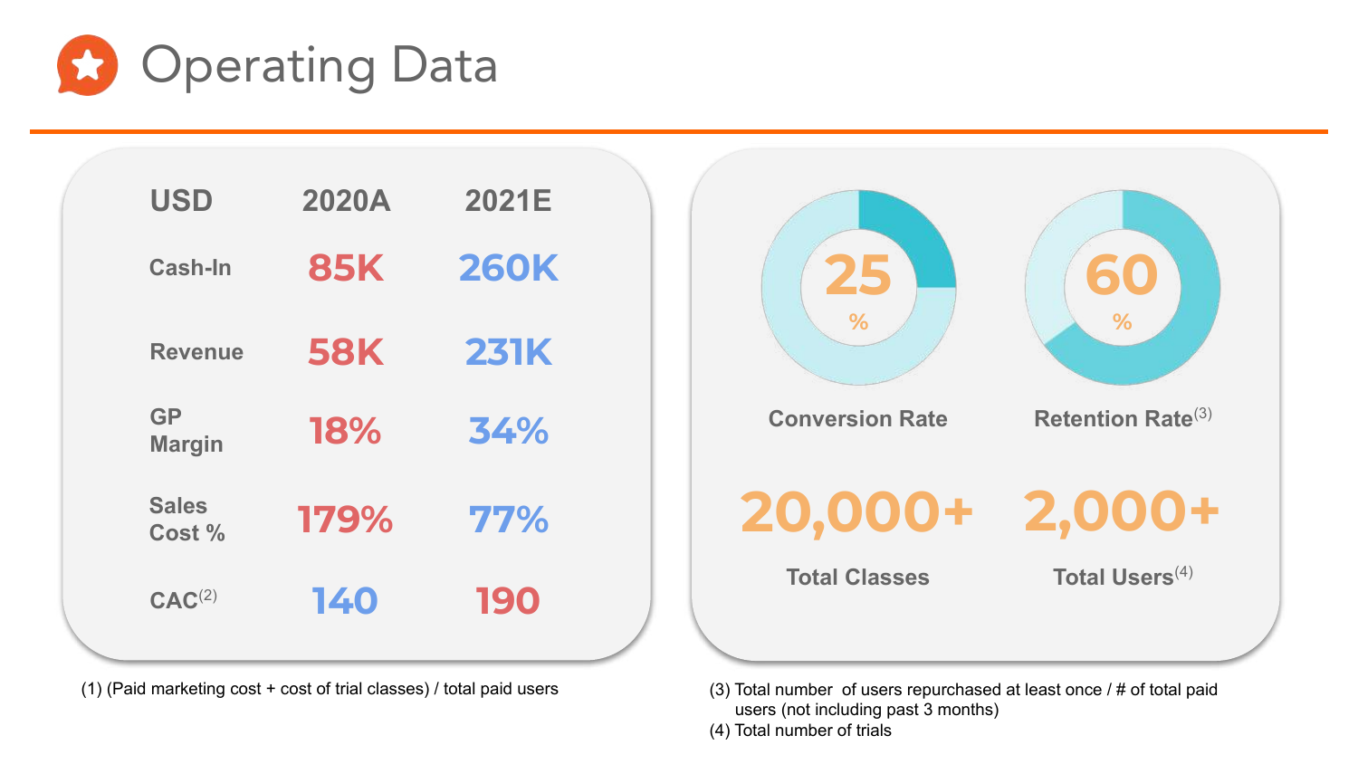# Operating Data

| USD | 2020A | 2021E |
|---|---|---|
| Cash-In | 85K | 260K |
| Revenue | 58K | 231K |
| GP Margin | 18% | 34% |
| Sales Cost % | 179% | 77% |
| CAC[2] | 140 | 190 |

(1) (Paid marketing cost + cost of trial classes) / total paid users

**25 %** Conversion Rate

**60 %** Retention Rate[3]

**20,000+** Total Classes

**2,000+** Total Users[4]

(3) Total number of users repurchased at least once / # of total paid users (not including past 3 months)

(4) Total number of trials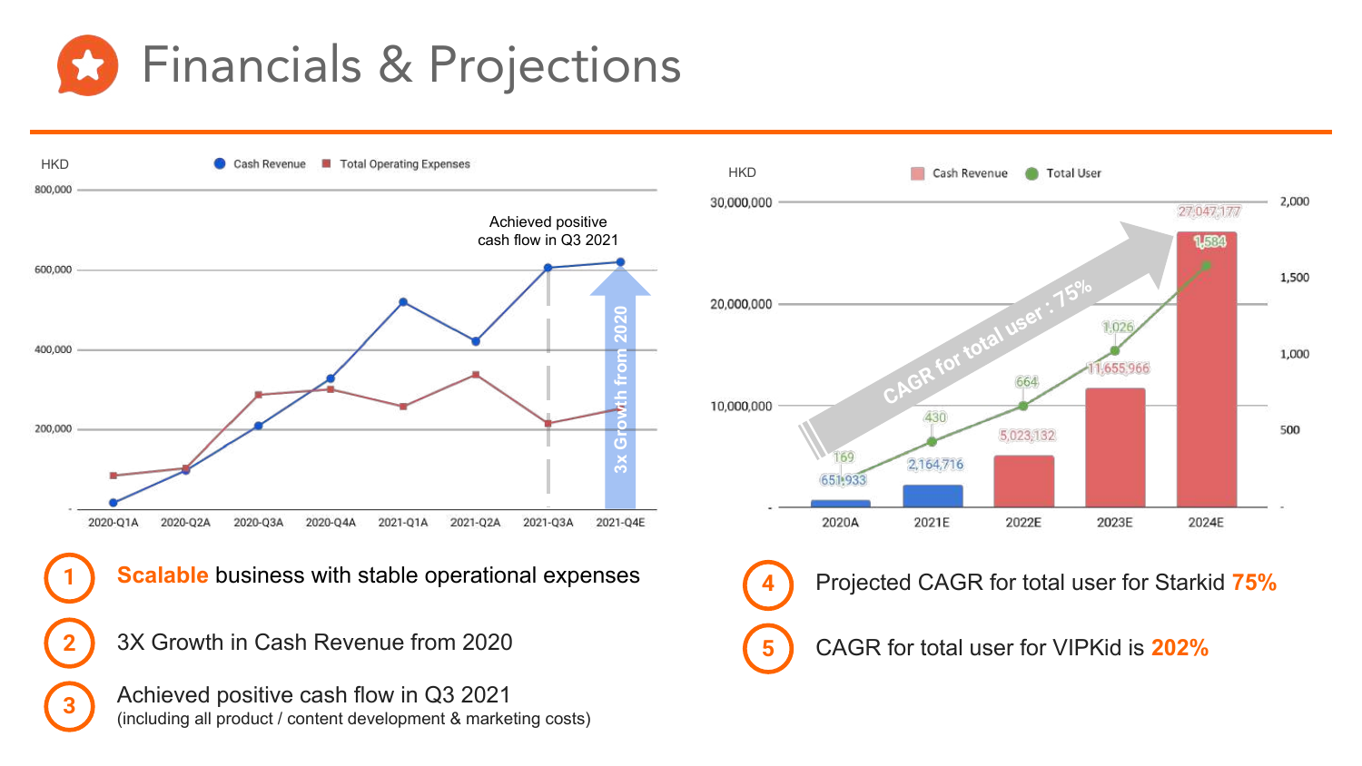# Financials & Projections

HKD

Cash Revenue | Total Operating Expenses

800,000
600,000
400,000
200,000
-

2020-Q1A | 2020-Q2A | 2020-Q3A | 2020-Q4A | 2021-Q1A | 2021-Q2A | 2021-Q3A | 2021-Q4E

Achieved positive cash flow in Q3 2021

3x Growth from 2020

HKD

Cash Revenue | Total User

| | 2020A | 2021E | 2022E | 2023E | 2024E |
|---|---|---|---|---|---|
| Cash Revenue | 651,933 | 2,164,716 | 5,023,132 | 11,655,966 | 27,047,177 |
| Total User | 169 | 430 | 664 | 1,026 | 1,584 |

CAGR for total user : 75%

1. **Scalable** business with stable operational expenses
2. 3X Growth in Cash Revenue from 2020
3. Achieved positive cash flow in Q3 2021
   (including all product / content development & marketing costs)
4. Projected CAGR for total user for Starkid **75%**
5. CAGR for total user for VIPKid is **202%**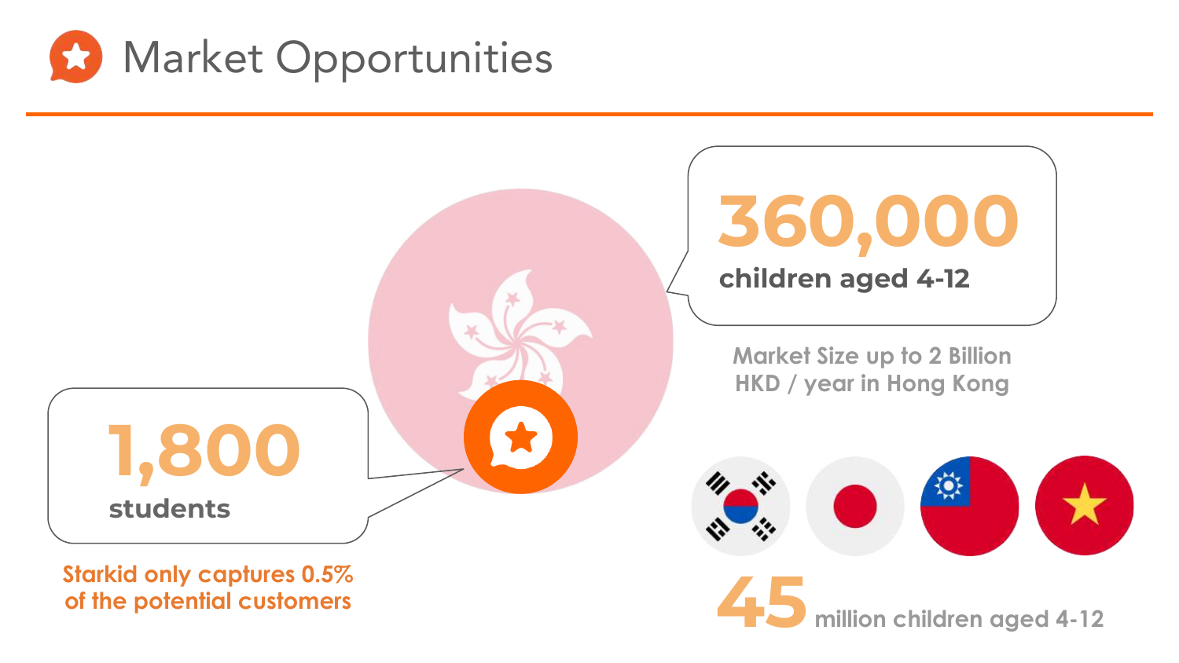# Market Opportunities

**360,000**
**children aged 4-12**

Market Size up to 2 Billion HKD / year in Hong Kong

**1,800**
**students**

Starkid only captures 0.5% of the potential customers

**45** million children aged 4-12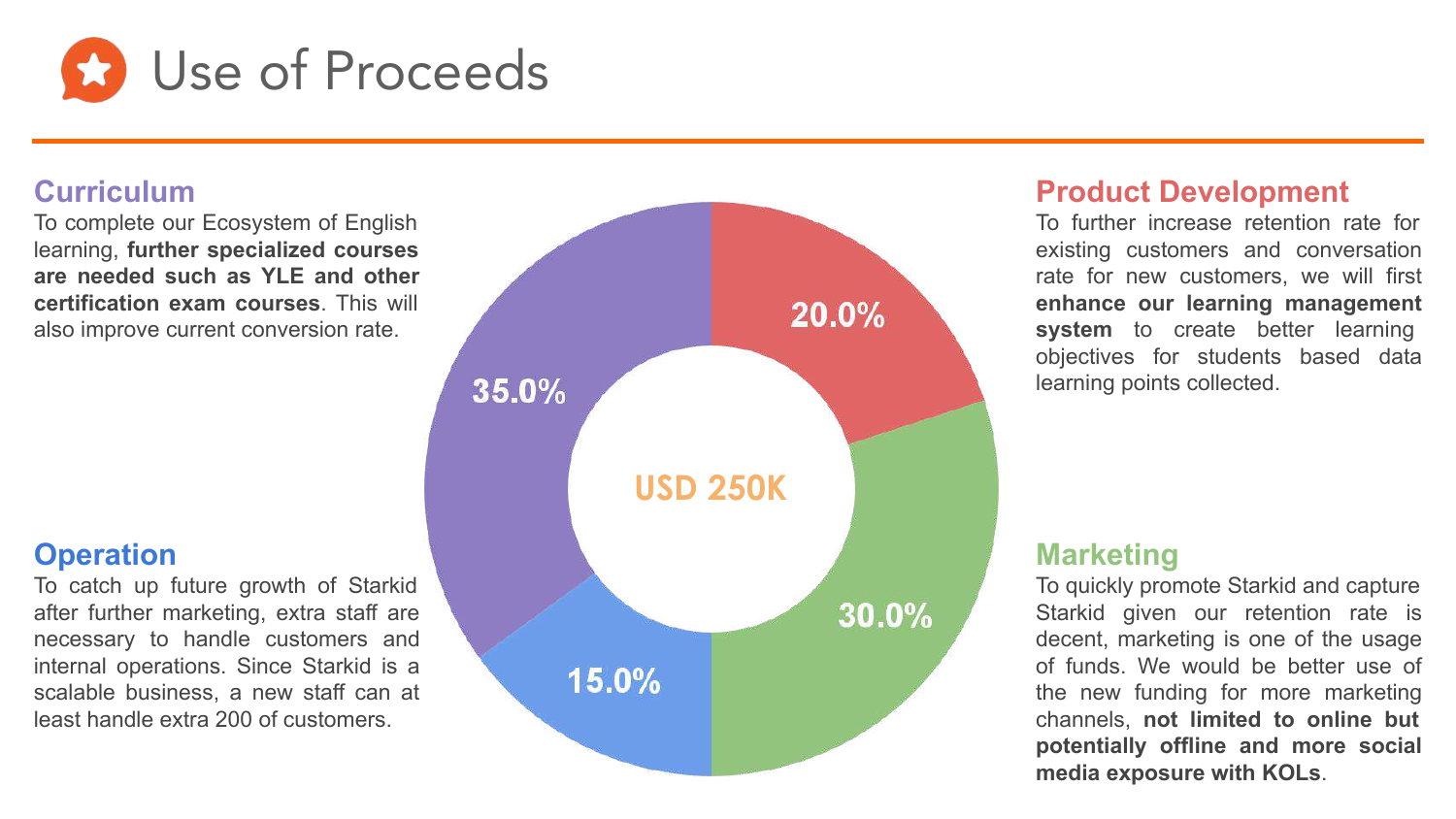# Use of Proceeds

## Curriculum

To complete our Ecosystem of English learning, **further specialized courses are needed such as YLE and other certification exam courses**. This will also improve current conversion rate.

## Operation

To catch up future growth of Starkid after further marketing, extra staff are necessary to handle customers and internal operations. Since Starkid is a scalable business, a new staff can at least handle extra 200 of customers.

USD 250K

| Category | Share |
| --- | --- |
| Curriculum | 35.0% |
| Product Development | 20.0% |
| Marketing | 30.0% |
| Operation | 15.0% |

## Product Development

To further increase retention rate for existing customers and conversation rate for new customers, we will first **enhance our learning management system** to create better learning objectives for students based data learning points collected.

## Marketing

To quickly promote Starkid and capture Starkid given our retention rate is decent, marketing is one of the usage of funds. We would be better use of the new funding for more marketing channels, **not limited to online but potentially offline and more social media exposure with KOLs**.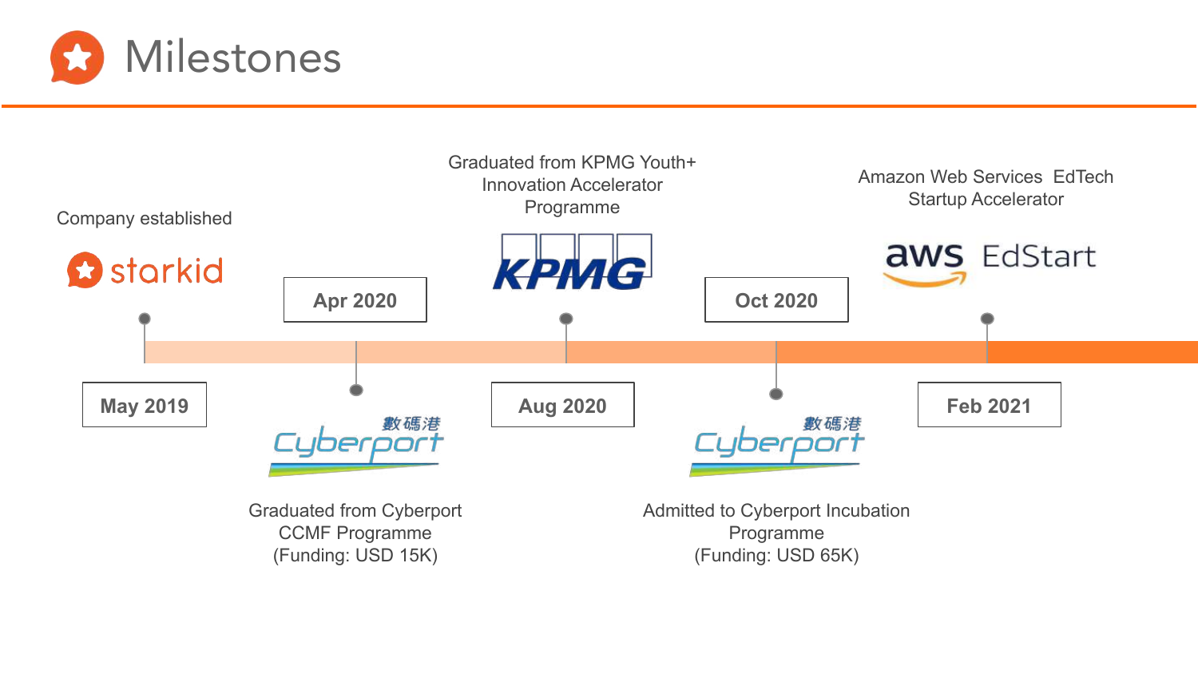# Milestones

- **May 2019** — Company established (starkid)
- **Apr 2020** — Graduated from Cyberport CCMF Programme (Funding: USD 15K) (Cyberport 數碼港)
- **Aug 2020** — Graduated from KPMG Youth+ Innovation Accelerator Programme (KPMG)
- **Oct 2020** — Admitted to Cyberport Incubation Programme (Funding: USD 65K) (Cyberport 數碼港)
- **Feb 2021** — Amazon Web Services EdTech Startup Accelerator (aws EdStart)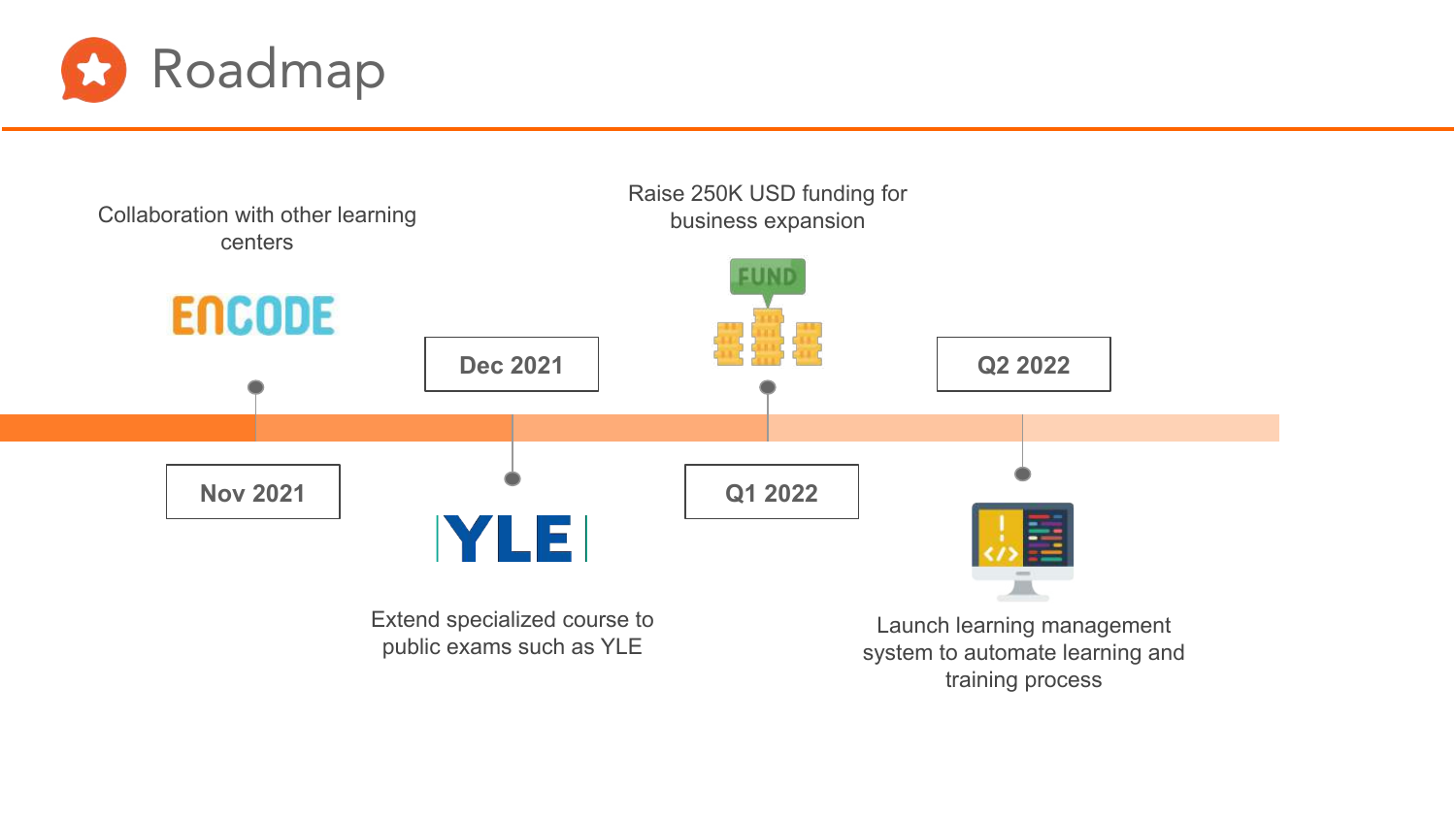# Roadmap

**Nov 2021**

Collaboration with other learning centers

ENCODE

**Dec 2021**

YLE

Extend specialized course to public exams such as YLE

**Q1 2022**

Raise 250K USD funding for business expansion

FUND

**Q2 2022**

Launch learning management system to automate learning and training process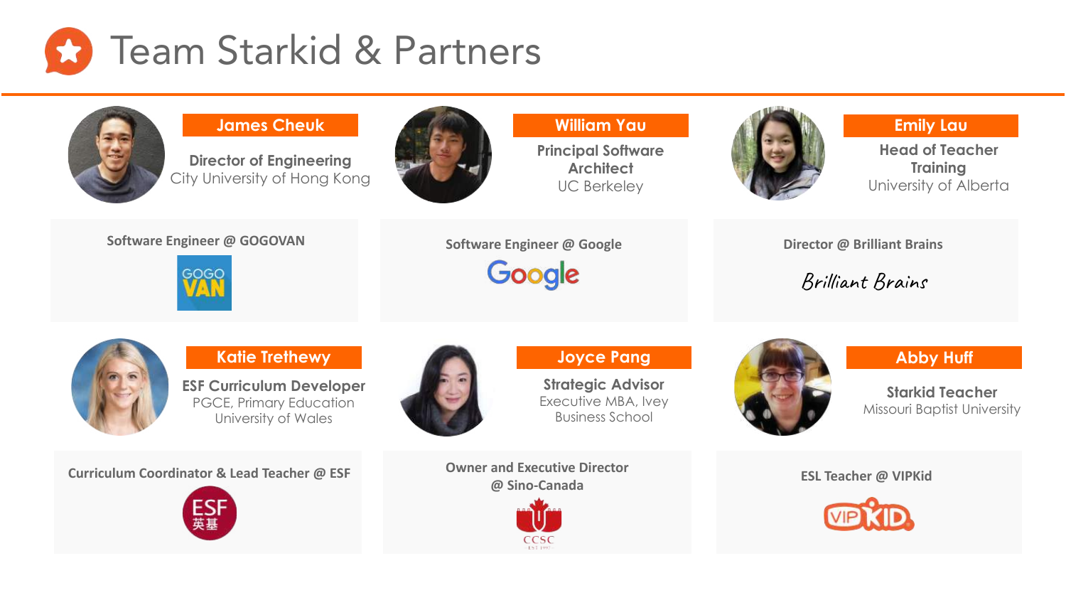# Team Starkid & Partners

**James Cheuk**

**Director of Engineering**
City University of Hong Kong

Software Engineer @ GOGOVAN

GOGO VAN

**William Yau**

**Principal Software Architect**
UC Berkeley

Software Engineer @ Google

Google

**Emily Lau**

**Head of Teacher Training**
University of Alberta

Director @ Brilliant Brains

Brilliant Brains

**Katie Trethewy**

**ESF Curriculum Developer**
PGCE, Primary Education
University of Wales

Curriculum Coordinator & Lead Teacher @ ESF

ESF 英基

**Joyce Pang**

**Strategic Advisor**
Executive MBA, Ivey Business School

Owner and Executive Director @ Sino-Canada

CCSC

**Abby Huff**

**Starkid Teacher**
Missouri Baptist University

ESL Teacher @ VIPKid

VIPKID